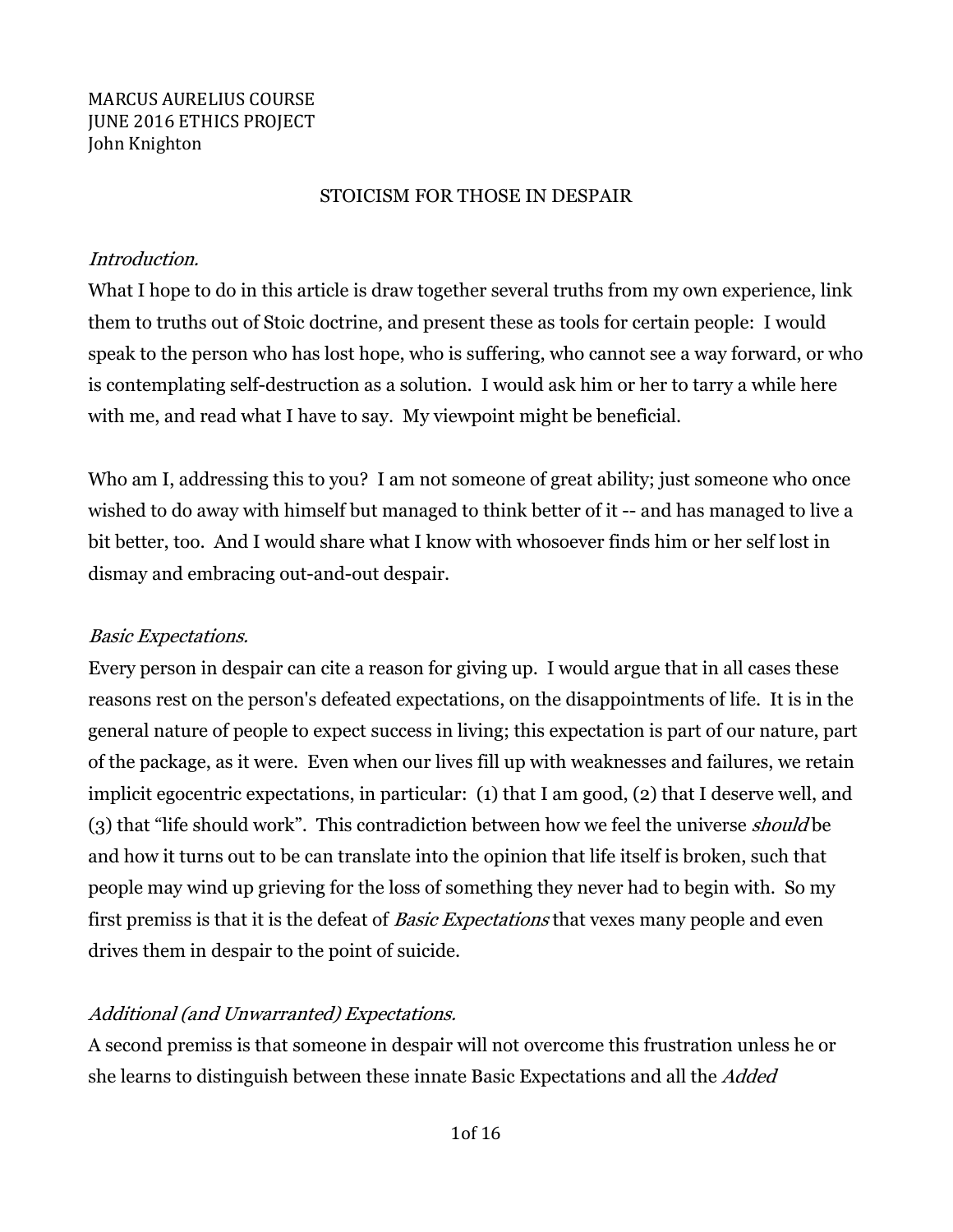MARCUS AURELIUS COURSE
JUNE 2016 ETHICS PROJECT
John Knighton

# STOICISM FOR THOSE IN DESPAIR

*Introduction.*

What I hope to do in this article is draw together several truths from my own experience, link them to truths out of Stoic doctrine, and present these as tools for certain people: I would speak to the person who has lost hope, who is suffering, who cannot see a way forward, or who is contemplating self-destruction as a solution. I would ask him or her to tarry a while here with me, and read what I have to say. My viewpoint might be beneficial.

Who am I, addressing this to you? I am not someone of great ability; just someone who once wished to do away with himself but managed to think better of it -- and has managed to live a bit better, too. And I would share what I know with whosoever finds him or her self lost in dismay and embracing out-and-out despair.

*Basic Expectations.*

Every person in despair can cite a reason for giving up. I would argue that in all cases these reasons rest on the person's defeated expectations, on the disappointments of life. It is in the general nature of people to expect success in living; this expectation is part of our nature, part of the package, as it were. Even when our lives fill up with weaknesses and failures, we retain implicit egocentric expectations, in particular: (1) that I am good, (2) that I deserve well, and (3) that "life should work". This contradiction between how we feel the universe *should* be and how it turns out to be can translate into the opinion that life itself is broken, such that people may wind up grieving for the loss of something they never had to begin with. So my first premiss is that it is the defeat of *Basic Expectations* that vexes many people and even drives them in despair to the point of suicide.

*Additional (and Unwarranted) Expectations.*

A second premiss is that someone in despair will not overcome this frustration unless he or she learns to distinguish between these innate Basic Expectations and all the *Added*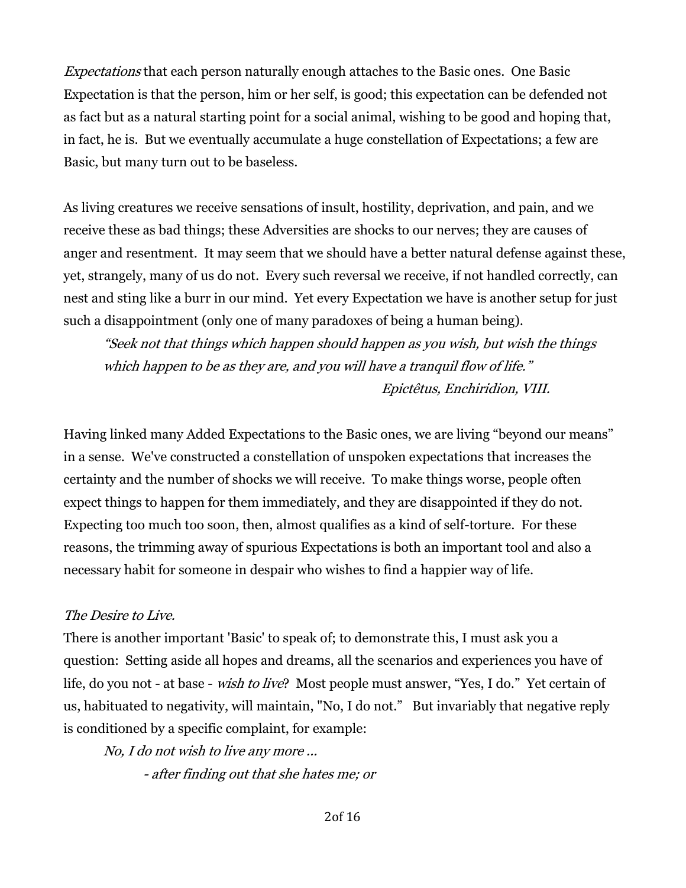*Expectations* that each person naturally enough attaches to the Basic ones. One Basic Expectation is that the person, him or her self, is good; this expectation can be defended not as fact but as a natural starting point for a social animal, wishing to be good and hoping that, in fact, he is. But we eventually accumulate a huge constellation of Expectations; a few are Basic, but many turn out to be baseless.

As living creatures we receive sensations of insult, hostility, deprivation, and pain, and we receive these as bad things; these Adversities are shocks to our nerves; they are causes of anger and resentment. It may seem that we should have a better natural defense against these, yet, strangely, many of us do not. Every such reversal we receive, if not handled correctly, can nest and sting like a burr in our mind. Yet every Expectation we have is another setup for just such a disappointment (only one of many paradoxes of being a human being).

> *"Seek not that things which happen should happen as you wish, but wish the things which happen to be as they are, and you will have a tranquil flow of life."*
>
> *Epictêtus, Enchiridion, VIII.*

Having linked many Added Expectations to the Basic ones, we are living "beyond our means" in a sense. We've constructed a constellation of unspoken expectations that increases the certainty and the number of shocks we will receive. To make things worse, people often expect things to happen for them immediately, and they are disappointed if they do not. Expecting too much too soon, then, almost qualifies as a kind of self-torture. For these reasons, the trimming away of spurious Expectations is both an important tool and also a necessary habit for someone in despair who wishes to find a happier way of life.

*The Desire to Live.*

There is another important 'Basic' to speak of; to demonstrate this, I must ask you a question: Setting aside all hopes and dreams, all the scenarios and experiences you have of life, do you not - at base - *wish to live*? Most people must answer, "Yes, I do." Yet certain of us, habituated to negativity, will maintain, "No, I do not." But invariably that negative reply is conditioned by a specific complaint, for example:

> *No, I do not wish to live any more ...*
>
> > *- after finding out that she hates me; or*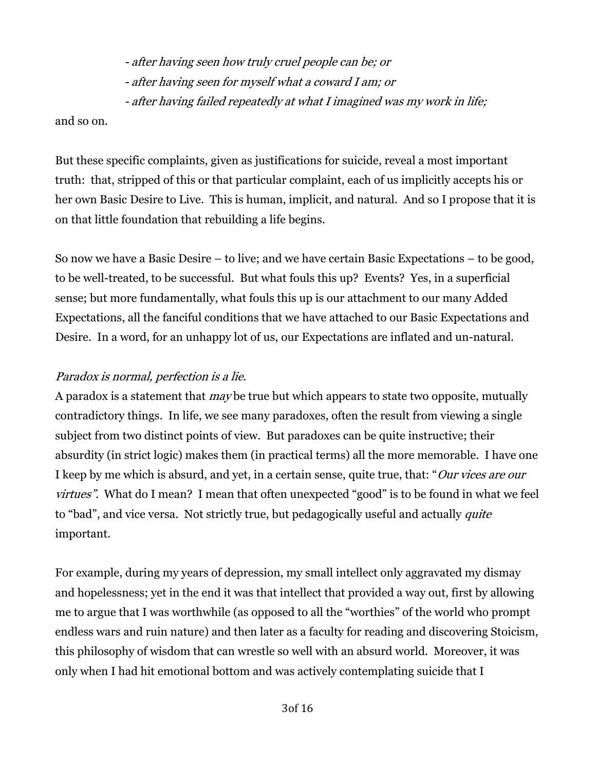- *after having seen how truly cruel people can be; or*
- *after having seen for myself what a coward I am; or*
- *after having failed repeatedly at what I imagined was my work in life;*

and so on.

But these specific complaints, given as justifications for suicide, reveal a most important truth: that, stripped of this or that particular complaint, each of us implicitly accepts his or her own Basic Desire to Live. This is human, implicit, and natural. And so I propose that it is on that little foundation that rebuilding a life begins.

So now we have a Basic Desire – to live; and we have certain Basic Expectations – to be good, to be well-treated, to be successful. But what fouls this up? Events? Yes, in a superficial sense; but more fundamentally, what fouls this up is our attachment to our many Added Expectations, all the fanciful conditions that we have attached to our Basic Expectations and Desire. In a word, for an unhappy lot of us, our Expectations are inflated and un-natural.

*Paradox is normal, perfection is a lie.*

A paradox is a statement that *may* be true but which appears to state two opposite, mutually contradictory things. In life, we see many paradoxes, often the result from viewing a single subject from two distinct points of view. But paradoxes can be quite instructive; their absurdity (in strict logic) makes them (in practical terms) all the more memorable. I have one I keep by me which is absurd, and yet, in a certain sense, quite true, that: "*Our vices are our virtues".* What do I mean? I mean that often unexpected "good" is to be found in what we feel to "bad", and vice versa. Not strictly true, but pedagogically useful and actually *quite* important.

For example, during my years of depression, my small intellect only aggravated my dismay and hopelessness; yet in the end it was that intellect that provided a way out, first by allowing me to argue that I was worthwhile (as opposed to all the "worthies" of the world who prompt endless wars and ruin nature) and then later as a faculty for reading and discovering Stoicism, this philosophy of wisdom that can wrestle so well with an absurd world. Moreover, it was only when I had hit emotional bottom and was actively contemplating suicide that I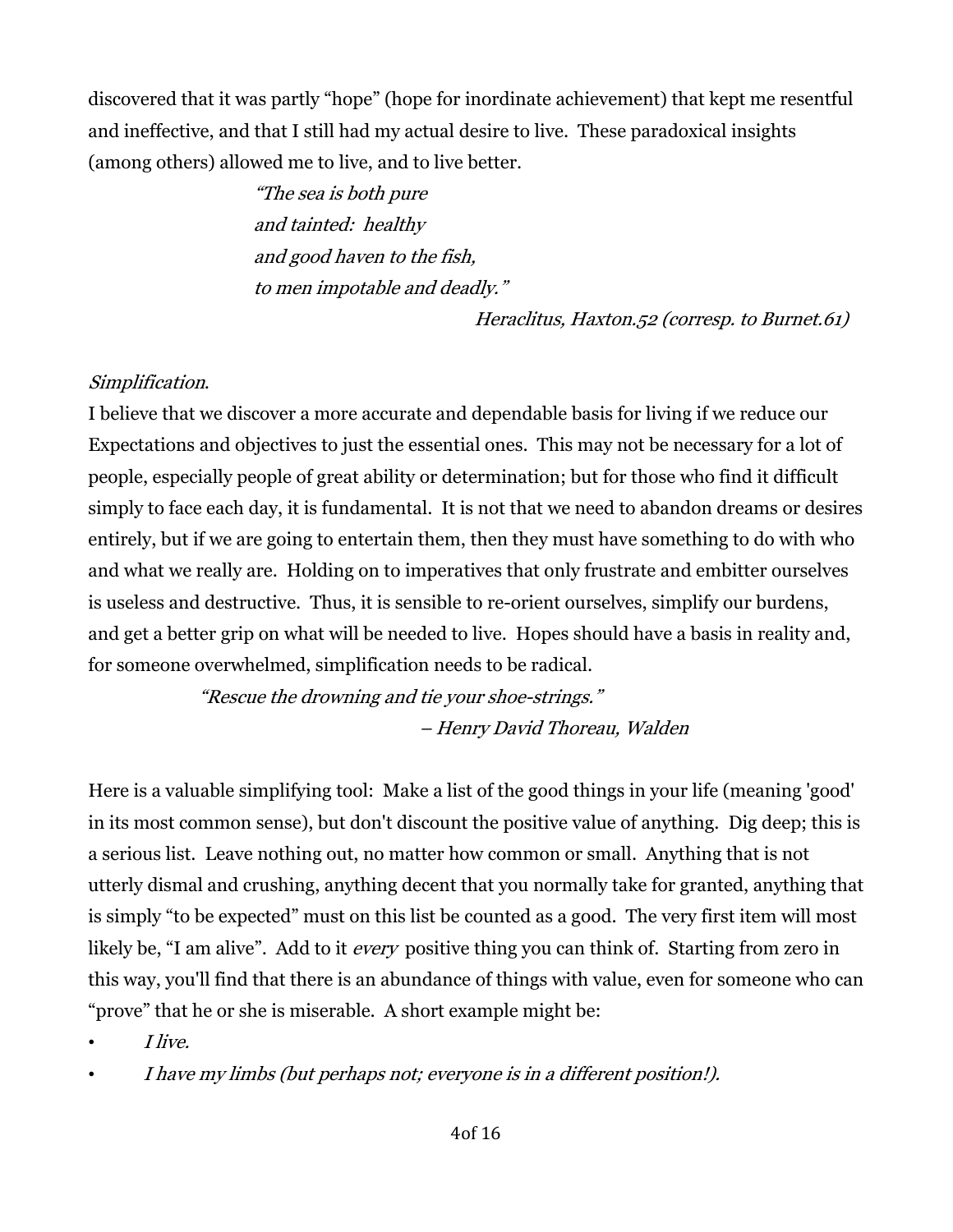discovered that it was partly "hope" (hope for inordinate achievement) that kept me resentful and ineffective, and that I still had my actual desire to live. These paradoxical insights (among others) allowed me to live, and to live better.

> *"The sea is both pure*
> *and tainted: healthy*
> *and good haven to the fish,*
> *to men impotable and deadly."*
>
> *Heraclitus, Haxton.52 (corresp. to Burnet.61)*

*Simplification.*

I believe that we discover a more accurate and dependable basis for living if we reduce our Expectations and objectives to just the essential ones. This may not be necessary for a lot of people, especially people of great ability or determination; but for those who find it difficult simply to face each day, it is fundamental. It is not that we need to abandon dreams or desires entirely, but if we are going to entertain them, then they must have something to do with who and what we really are. Holding on to imperatives that only frustrate and embitter ourselves is useless and destructive. Thus, it is sensible to re-orient ourselves, simplify our burdens, and get a better grip on what will be needed to live. Hopes should have a basis in reality and, for someone overwhelmed, simplification needs to be radical.

> *"Rescue the drowning and tie your shoe-strings."*
>
> *– Henry David Thoreau, Walden*

Here is a valuable simplifying tool: Make a list of the good things in your life (meaning 'good' in its most common sense), but don't discount the positive value of anything. Dig deep; this is a serious list. Leave nothing out, no matter how common or small. Anything that is not utterly dismal and crushing, anything decent that you normally take for granted, anything that is simply "to be expected" must on this list be counted as a good. The very first item will most likely be, "I am alive". Add to it *every* positive thing you can think of. Starting from zero in this way, you'll find that there is an abundance of things with value, even for someone who can "prove" that he or she is miserable. A short example might be:

- *I live.*
- *I have my limbs (but perhaps not; everyone is in a different position!).*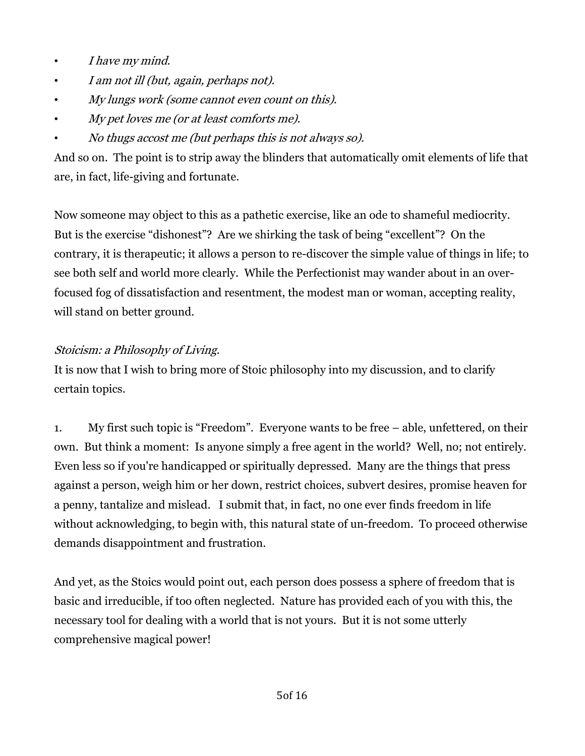- *I have my mind.*
- *I am not ill (but, again, perhaps not).*
- *My lungs work (some cannot even count on this).*
- *My pet loves me (or at least comforts me).*
- *No thugs accost me (but perhaps this is not always so).*

And so on. The point is to strip away the blinders that automatically omit elements of life that are, in fact, life-giving and fortunate.

Now someone may object to this as a pathetic exercise, like an ode to shameful mediocrity. But is the exercise "dishonest"? Are we shirking the task of being "excellent"? On the contrary, it is therapeutic; it allows a person to re-discover the simple value of things in life; to see both self and world more clearly. While the Perfectionist may wander about in an over-focused fog of dissatisfaction and resentment, the modest man or woman, accepting reality, will stand on better ground.

*Stoicism: a Philosophy of Living.*

It is now that I wish to bring more of Stoic philosophy into my discussion, and to clarify certain topics.

1. My first such topic is "Freedom". Everyone wants to be free – able, unfettered, on their own. But think a moment: Is anyone simply a free agent in the world? Well, no; not entirely. Even less so if you're handicapped or spiritually depressed. Many are the things that press against a person, weigh him or her down, restrict choices, subvert desires, promise heaven for a penny, tantalize and mislead. I submit that, in fact, no one ever finds freedom in life without acknowledging, to begin with, this natural state of un-freedom. To proceed otherwise demands disappointment and frustration.

And yet, as the Stoics would point out, each person does possess a sphere of freedom that is basic and irreducible, if too often neglected. Nature has provided each of you with this, the necessary tool for dealing with a world that is not yours. But it is not some utterly comprehensive magical power!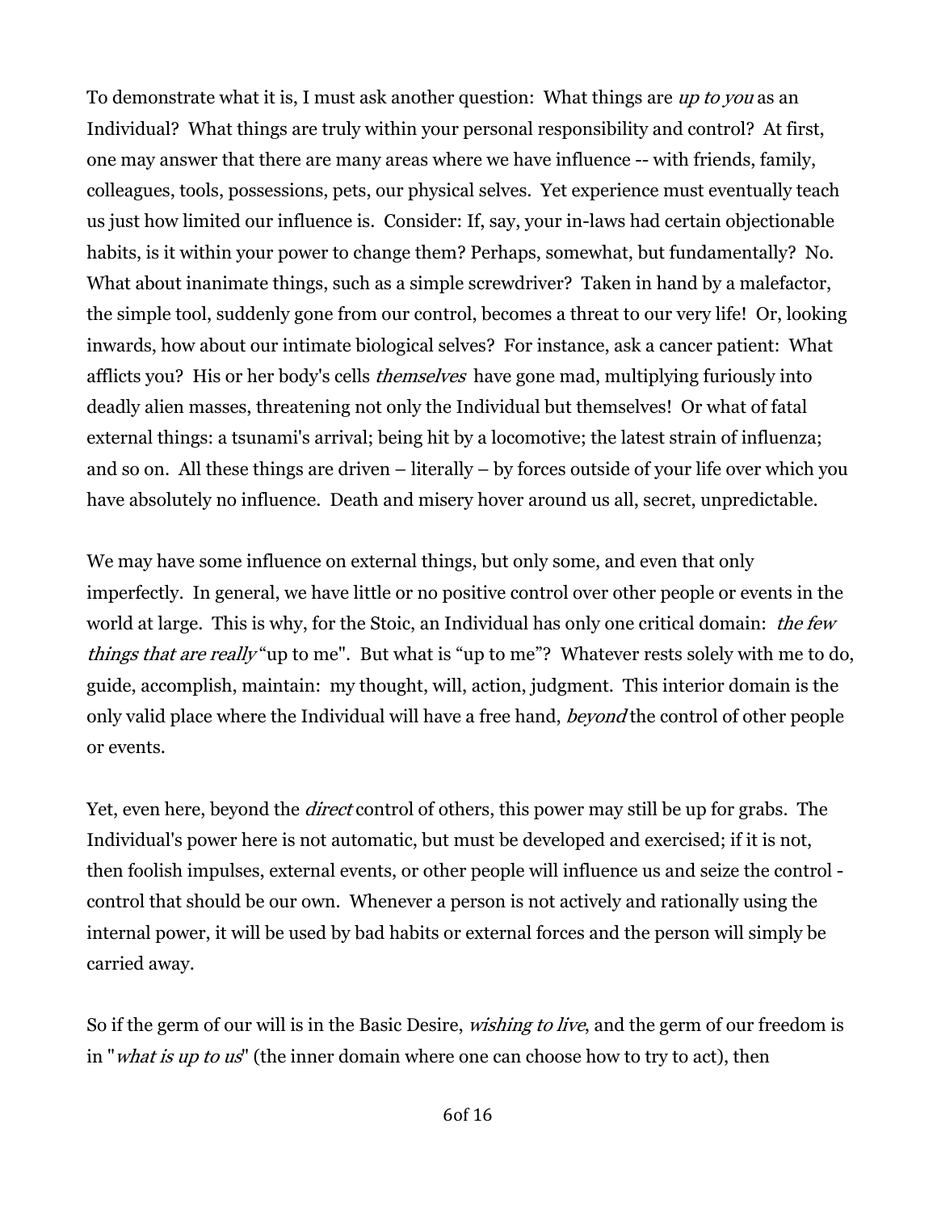To demonstrate what it is, I must ask another question: What things are *up to you* as an Individual? What things are truly within your personal responsibility and control? At first, one may answer that there are many areas where we have influence -- with friends, family, colleagues, tools, possessions, pets, our physical selves. Yet experience must eventually teach us just how limited our influence is. Consider: If, say, your in-laws had certain objectionable habits, is it within your power to change them? Perhaps, somewhat, but fundamentally? No. What about inanimate things, such as a simple screwdriver? Taken in hand by a malefactor, the simple tool, suddenly gone from our control, becomes a threat to our very life! Or, looking inwards, how about our intimate biological selves? For instance, ask a cancer patient: What afflicts you? His or her body's cells *themselves* have gone mad, multiplying furiously into deadly alien masses, threatening not only the Individual but themselves! Or what of fatal external things: a tsunami's arrival; being hit by a locomotive; the latest strain of influenza; and so on. All these things are driven – literally – by forces outside of your life over which you have absolutely no influence. Death and misery hover around us all, secret, unpredictable.

We may have some influence on external things, but only some, and even that only imperfectly. In general, we have little or no positive control over other people or events in the world at large. This is why, for the Stoic, an Individual has only one critical domain: *the few things that are really* "up to me". But what is "up to me"? Whatever rests solely with me to do, guide, accomplish, maintain: my thought, will, action, judgment. This interior domain is the only valid place where the Individual will have a free hand, *beyond* the control of other people or events.

Yet, even here, beyond the *direct* control of others, this power may still be up for grabs. The Individual's power here is not automatic, but must be developed and exercised; if it is not, then foolish impulses, external events, or other people will influence us and seize the control - control that should be our own. Whenever a person is not actively and rationally using the internal power, it will be used by bad habits or external forces and the person will simply be carried away.

So if the germ of our will is in the Basic Desire, *wishing to live*, and the germ of our freedom is in "*what is up to us*" (the inner domain where one can choose how to try to act), then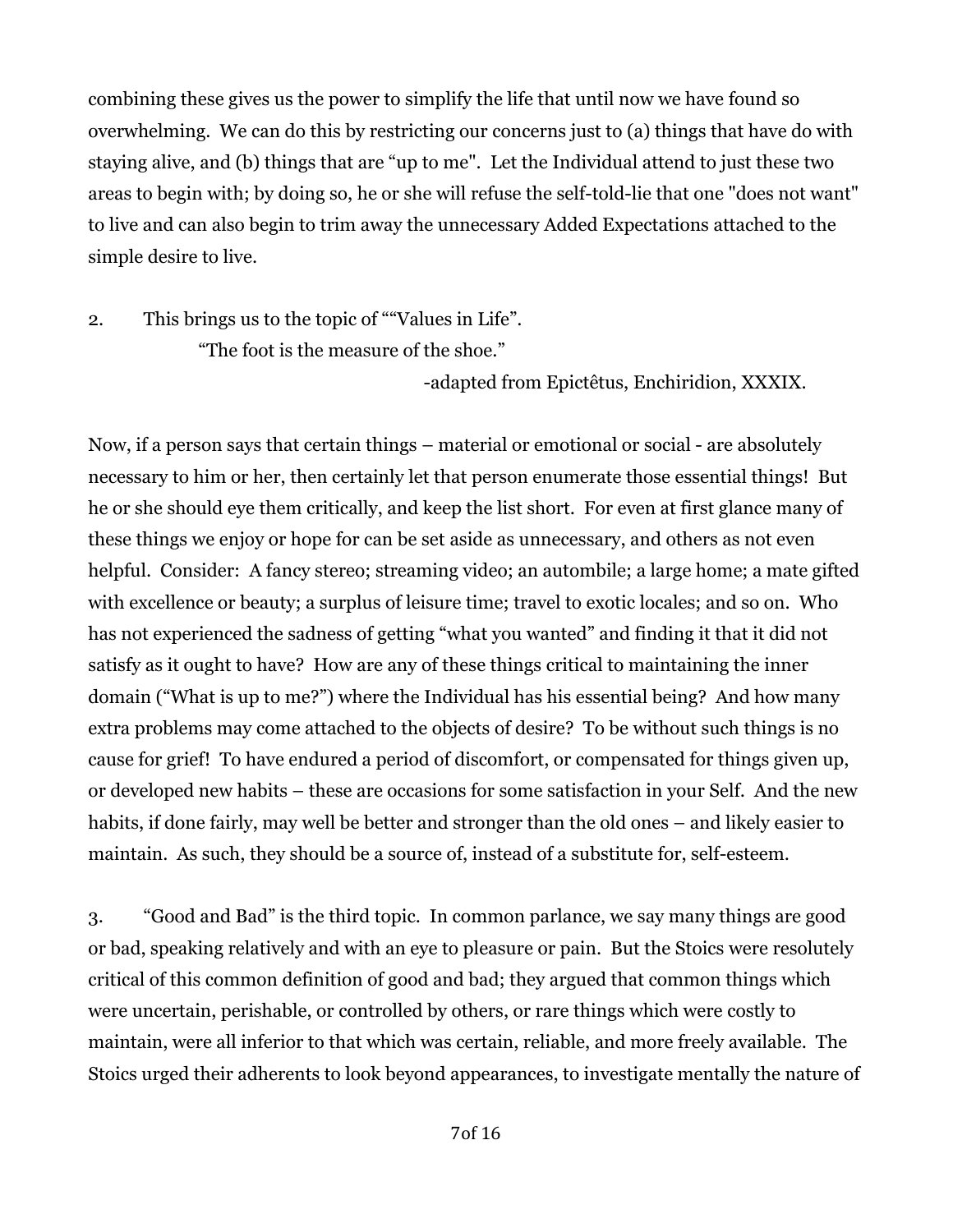combining these gives us the power to simplify the life that until now we have found so overwhelming. We can do this by restricting our concerns just to (a) things that have do with staying alive, and (b) things that are "up to me". Let the Individual attend to just these two areas to begin with; by doing so, he or she will refuse the self-told-lie that one "does not want" to live and can also begin to trim away the unnecessary Added Expectations attached to the simple desire to live.

2. This brings us to the topic of ""Values in Life".

"The foot is the measure of the shoe."

-adapted from Epictêtus, Enchiridion, XXXIX.

Now, if a person says that certain things – material or emotional or social - are absolutely necessary to him or her, then certainly let that person enumerate those essential things! But he or she should eye them critically, and keep the list short. For even at first glance many of these things we enjoy or hope for can be set aside as unnecessary, and others as not even helpful. Consider: A fancy stereo; streaming video; an autombile; a large home; a mate gifted with excellence or beauty; a surplus of leisure time; travel to exotic locales; and so on. Who has not experienced the sadness of getting "what you wanted" and finding it that it did not satisfy as it ought to have? How are any of these things critical to maintaining the inner domain ("What is up to me?") where the Individual has his essential being? And how many extra problems may come attached to the objects of desire? To be without such things is no cause for grief! To have endured a period of discomfort, or compensated for things given up, or developed new habits – these are occasions for some satisfaction in your Self. And the new habits, if done fairly, may well be better and stronger than the old ones – and likely easier to maintain. As such, they should be a source of, instead of a substitute for, self-esteem.

3. "Good and Bad" is the third topic. In common parlance, we say many things are good or bad, speaking relatively and with an eye to pleasure or pain. But the Stoics were resolutely critical of this common definition of good and bad; they argued that common things which were uncertain, perishable, or controlled by others, or rare things which were costly to maintain, were all inferior to that which was certain, reliable, and more freely available. The Stoics urged their adherents to look beyond appearances, to investigate mentally the nature of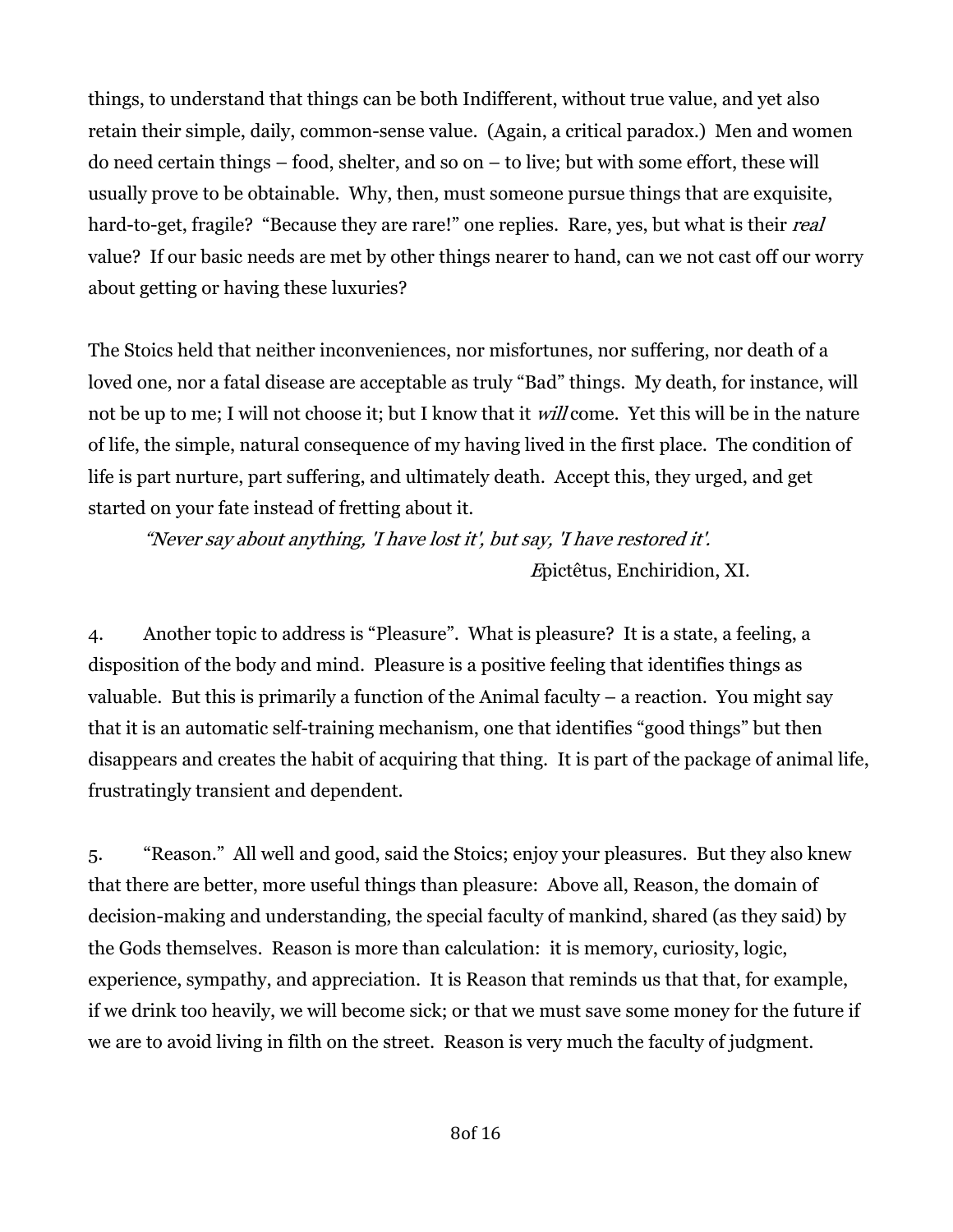things, to understand that things can be both Indifferent, without true value, and yet also retain their simple, daily, common-sense value. (Again, a critical paradox.) Men and women do need certain things – food, shelter, and so on – to live; but with some effort, these will usually prove to be obtainable. Why, then, must someone pursue things that are exquisite, hard-to-get, fragile? "Because they are rare!" one replies. Rare, yes, but what is their *real* value? If our basic needs are met by other things nearer to hand, can we not cast off our worry about getting or having these luxuries?

The Stoics held that neither inconveniences, nor misfortunes, nor suffering, nor death of a loved one, nor a fatal disease are acceptable as truly "Bad" things. My death, for instance, will not be up to me; I will not choose it; but I know that it *will* come. Yet this will be in the nature of life, the simple, natural consequence of my having lived in the first place. The condition of life is part nurture, part suffering, and ultimately death. Accept this, they urged, and get started on your fate instead of fretting about it.

> *"Never say about anything, 'I have lost it', but say, 'I have restored it'.*
>
> Epictêtus, Enchiridion, XI.

4. Another topic to address is "Pleasure". What is pleasure? It is a state, a feeling, a disposition of the body and mind. Pleasure is a positive feeling that identifies things as valuable. But this is primarily a function of the Animal faculty – a reaction. You might say that it is an automatic self-training mechanism, one that identifies "good things" but then disappears and creates the habit of acquiring that thing. It is part of the package of animal life, frustratingly transient and dependent.

5. "Reason." All well and good, said the Stoics; enjoy your pleasures. But they also knew that there are better, more useful things than pleasure: Above all, Reason, the domain of decision-making and understanding, the special faculty of mankind, shared (as they said) by the Gods themselves. Reason is more than calculation: it is memory, curiosity, logic, experience, sympathy, and appreciation. It is Reason that reminds us that that, for example, if we drink too heavily, we will become sick; or that we must save some money for the future if we are to avoid living in filth on the street. Reason is very much the faculty of judgment.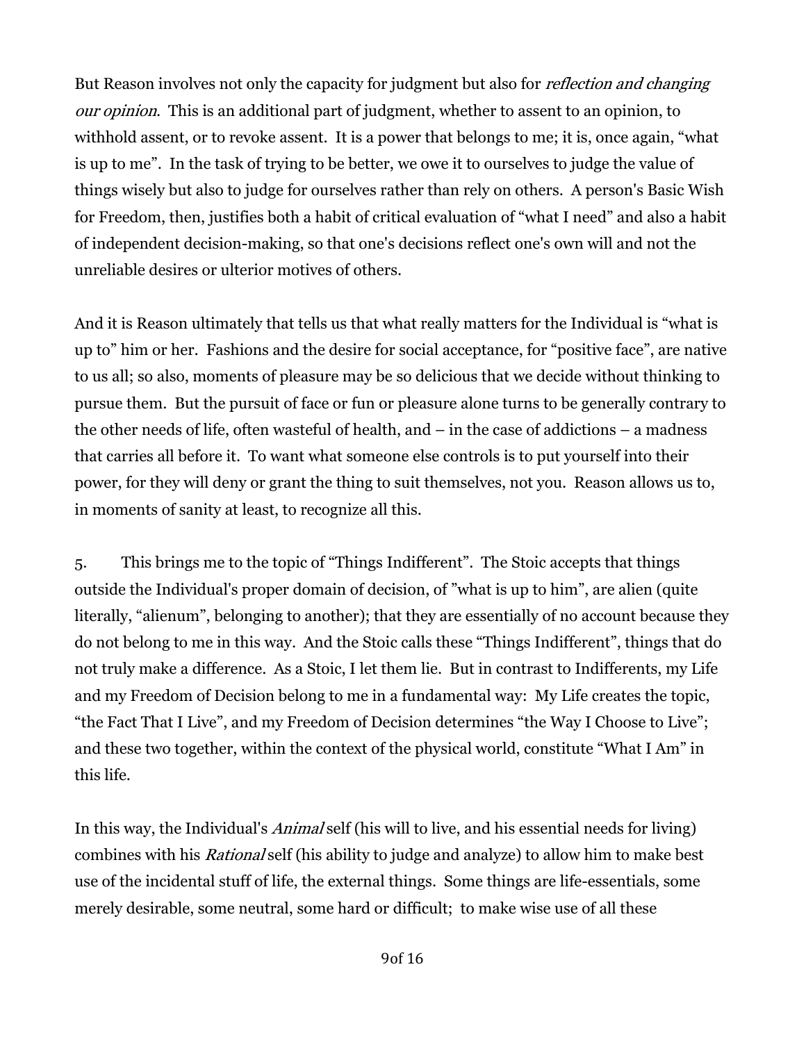But Reason involves not only the capacity for judgment but also for *reflection and changing our opinion*. This is an additional part of judgment, whether to assent to an opinion, to withhold assent, or to revoke assent. It is a power that belongs to me; it is, once again, "what is up to me". In the task of trying to be better, we owe it to ourselves to judge the value of things wisely but also to judge for ourselves rather than rely on others. A person's Basic Wish for Freedom, then, justifies both a habit of critical evaluation of "what I need" and also a habit of independent decision-making, so that one's decisions reflect one's own will and not the unreliable desires or ulterior motives of others.

And it is Reason ultimately that tells us that what really matters for the Individual is "what is up to" him or her. Fashions and the desire for social acceptance, for "positive face", are native to us all; so also, moments of pleasure may be so delicious that we decide without thinking to pursue them. But the pursuit of face or fun or pleasure alone turns to be generally contrary to the other needs of life, often wasteful of health, and – in the case of addictions – a madness that carries all before it. To want what someone else controls is to put yourself into their power, for they will deny or grant the thing to suit themselves, not you. Reason allows us to, in moments of sanity at least, to recognize all this.

5. This brings me to the topic of "Things Indifferent". The Stoic accepts that things outside the Individual's proper domain of decision, of "what is up to him", are alien (quite literally, "alienum", belonging to another); that they are essentially of no account because they do not belong to me in this way. And the Stoic calls these "Things Indifferent", things that do not truly make a difference. As a Stoic, I let them lie. But in contrast to Indifferents, my Life and my Freedom of Decision belong to me in a fundamental way: My Life creates the topic, "the Fact That I Live", and my Freedom of Decision determines "the Way I Choose to Live"; and these two together, within the context of the physical world, constitute "What I Am" in this life.

In this way, the Individual's *Animal* self (his will to live, and his essential needs for living) combines with his *Rational* self (his ability to judge and analyze) to allow him to make best use of the incidental stuff of life, the external things. Some things are life-essentials, some merely desirable, some neutral, some hard or difficult; to make wise use of all these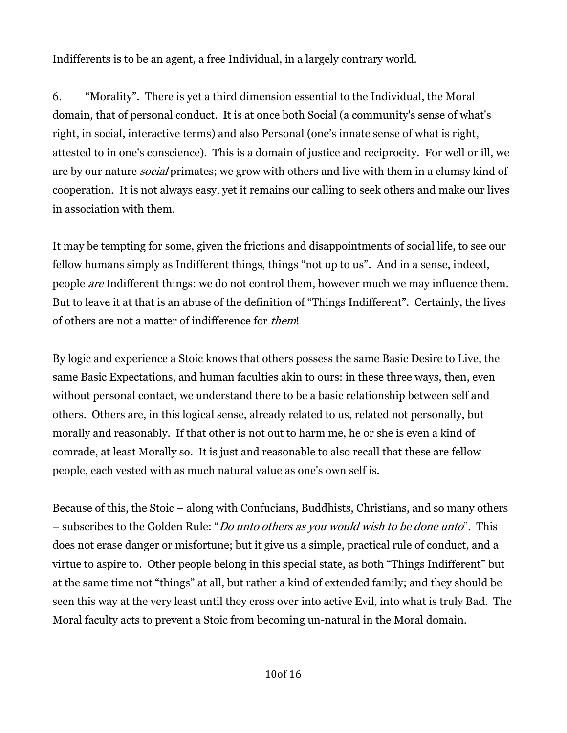Indifferents is to be an agent, a free Individual, in a largely contrary world.

6. "Morality". There is yet a third dimension essential to the Individual, the Moral domain, that of personal conduct. It is at once both Social (a community's sense of what's right, in social, interactive terms) and also Personal (one's innate sense of what is right, attested to in one's conscience). This is a domain of justice and reciprocity. For well or ill, we are by our nature *social* primates; we grow with others and live with them in a clumsy kind of cooperation. It is not always easy, yet it remains our calling to seek others and make our lives in association with them.

It may be tempting for some, given the frictions and disappointments of social life, to see our fellow humans simply as Indifferent things, things "not up to us". And in a sense, indeed, people *are* Indifferent things: we do not control them, however much we may influence them. But to leave it at that is an abuse of the definition of "Things Indifferent". Certainly, the lives of others are not a matter of indifference for *them*!

By logic and experience a Stoic knows that others possess the same Basic Desire to Live, the same Basic Expectations, and human faculties akin to ours: in these three ways, then, even without personal contact, we understand there to be a basic relationship between self and others. Others are, in this logical sense, already related to us, related not personally, but morally and reasonably. If that other is not out to harm me, he or she is even a kind of comrade, at least Morally so. It is just and reasonable to also recall that these are fellow people, each vested with as much natural value as one's own self is.

Because of this, the Stoic – along with Confucians, Buddhists, Christians, and so many others – subscribes to the Golden Rule: "*Do unto others as you would wish to be done unto*". This does not erase danger or misfortune; but it give us a simple, practical rule of conduct, and a virtue to aspire to. Other people belong in this special state, as both "Things Indifferent" but at the same time not "things" at all, but rather a kind of extended family; and they should be seen this way at the very least until they cross over into active Evil, into what is truly Bad. The Moral faculty acts to prevent a Stoic from becoming un-natural in the Moral domain.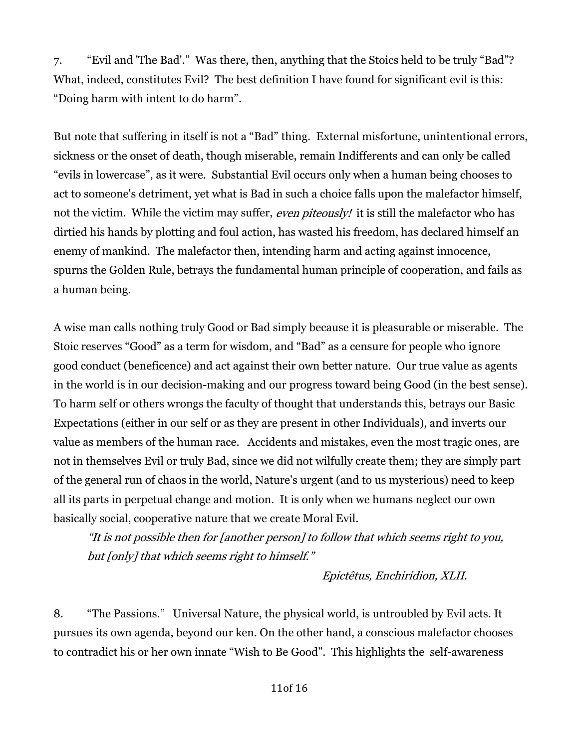7. “Evil and 'The Bad'.” Was there, then, anything that the Stoics held to be truly “Bad”? What, indeed, constitutes Evil? The best definition I have found for significant evil is this: “Doing harm with intent to do harm”.

But note that suffering in itself is not a “Bad” thing. External misfortune, unintentional errors, sickness or the onset of death, though miserable, remain Indifferents and can only be called “evils in lowercase”, as it were. Substantial Evil occurs only when a human being chooses to act to someone's detriment, yet what is Bad in such a choice falls upon the malefactor himself, not the victim. While the victim may suffer, *even piteously!* it is still the malefactor who has dirtied his hands by plotting and foul action, has wasted his freedom, has declared himself an enemy of mankind. The malefactor then, intending harm and acting against innocence, spurns the Golden Rule, betrays the fundamental human principle of cooperation, and fails as a human being.

A wise man calls nothing truly Good or Bad simply because it is pleasurable or miserable. The Stoic reserves “Good” as a term for wisdom, and “Bad” as a censure for people who ignore good conduct (beneficence) and act against their own better nature. Our true value as agents in the world is in our decision-making and our progress toward being Good (in the best sense). To harm self or others wrongs the faculty of thought that understands this, betrays our Basic Expectations (either in our self or as they are present in other Individuals), and inverts our value as members of the human race. Accidents and mistakes, even the most tragic ones, are not in themselves Evil or truly Bad, since we did not wilfully create them; they are simply part of the general run of chaos in the world, Nature's urgent (and to us mysterious) need to keep all its parts in perpetual change and motion. It is only when we humans neglect our own basically social, cooperative nature that we create Moral Evil.

> *“It is not possible then for [another person] to follow that which seems right to you, but [only] that which seems right to himself.”*
>
> *Epictêtus, Enchiridion, XLII.*

8. “The Passions.” Universal Nature, the physical world, is untroubled by Evil acts. It pursues its own agenda, beyond our ken. On the other hand, a conscious malefactor chooses to contradict his or her own innate “Wish to Be Good”. This highlights the self-awareness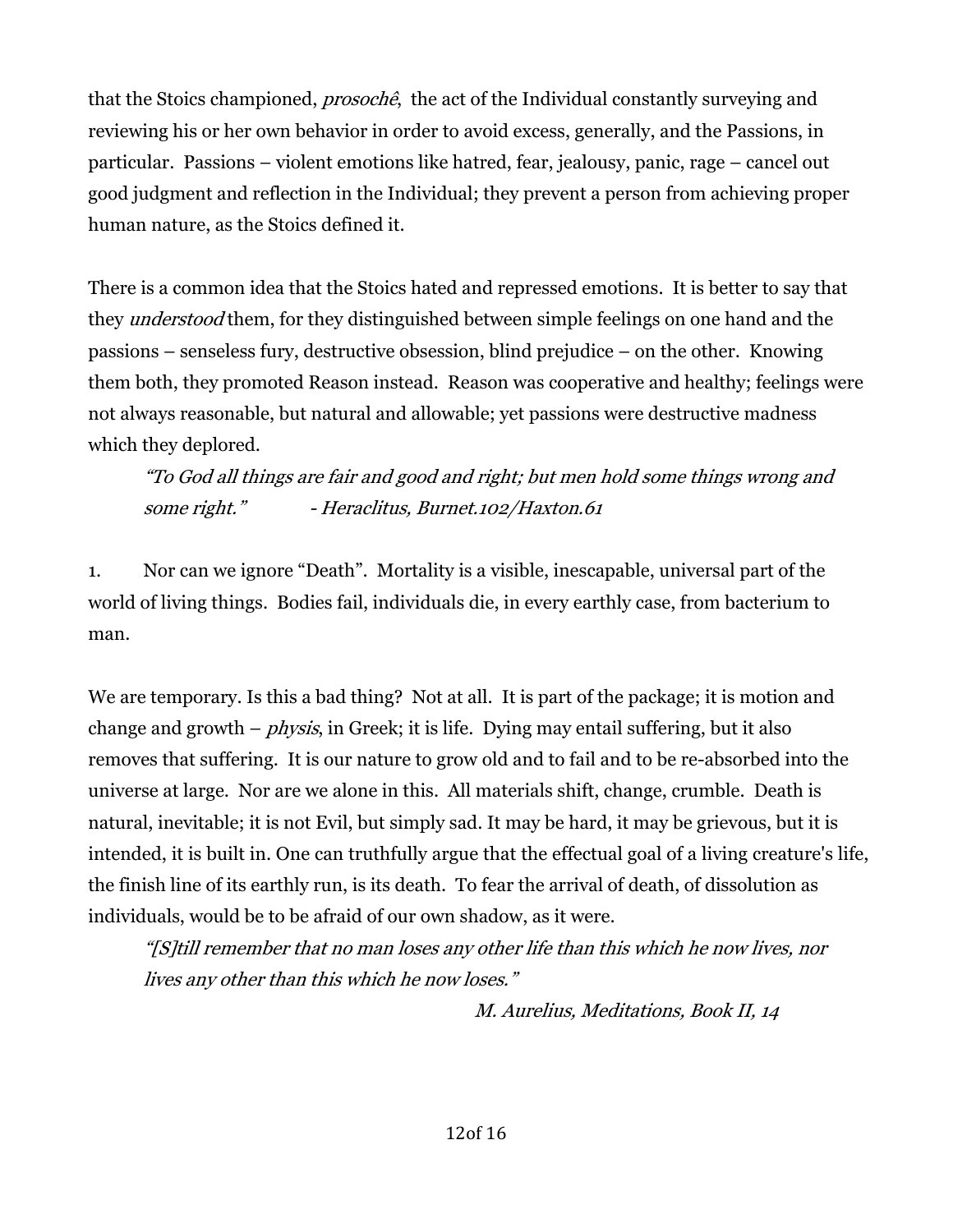that the Stoics championed, *prosochê*, the act of the Individual constantly surveying and reviewing his or her own behavior in order to avoid excess, generally, and the Passions, in particular. Passions – violent emotions like hatred, fear, jealousy, panic, rage – cancel out good judgment and reflection in the Individual; they prevent a person from achieving proper human nature, as the Stoics defined it.

There is a common idea that the Stoics hated and repressed emotions. It is better to say that they *understood* them, for they distinguished between simple feelings on one hand and the passions – senseless fury, destructive obsession, blind prejudice – on the other. Knowing them both, they promoted Reason instead. Reason was cooperative and healthy; feelings were not always reasonable, but natural and allowable; yet passions were destructive madness which they deplored.

> *"To God all things are fair and good and right; but men hold some things wrong and some right."* - *Heraclitus, Burnet.102/Haxton.61*

1. Nor can we ignore "Death". Mortality is a visible, inescapable, universal part of the world of living things. Bodies fail, individuals die, in every earthly case, from bacterium to man.

We are temporary. Is this a bad thing? Not at all. It is part of the package; it is motion and change and growth – *physis*, in Greek; it is life. Dying may entail suffering, but it also removes that suffering. It is our nature to grow old and to fail and to be re-absorbed into the universe at large. Nor are we alone in this. All materials shift, change, crumble. Death is natural, inevitable; it is not Evil, but simply sad. It may be hard, it may be grievous, but it is intended, it is built in. One can truthfully argue that the effectual goal of a living creature's life, the finish line of its earthly run, is its death. To fear the arrival of death, of dissolution as individuals, would be to be afraid of our own shadow, as it were.

> *"[S]till remember that no man loses any other life than this which he now lives, nor lives any other than this which he now loses."*
>
> *M. Aurelius, Meditations, Book II, 14*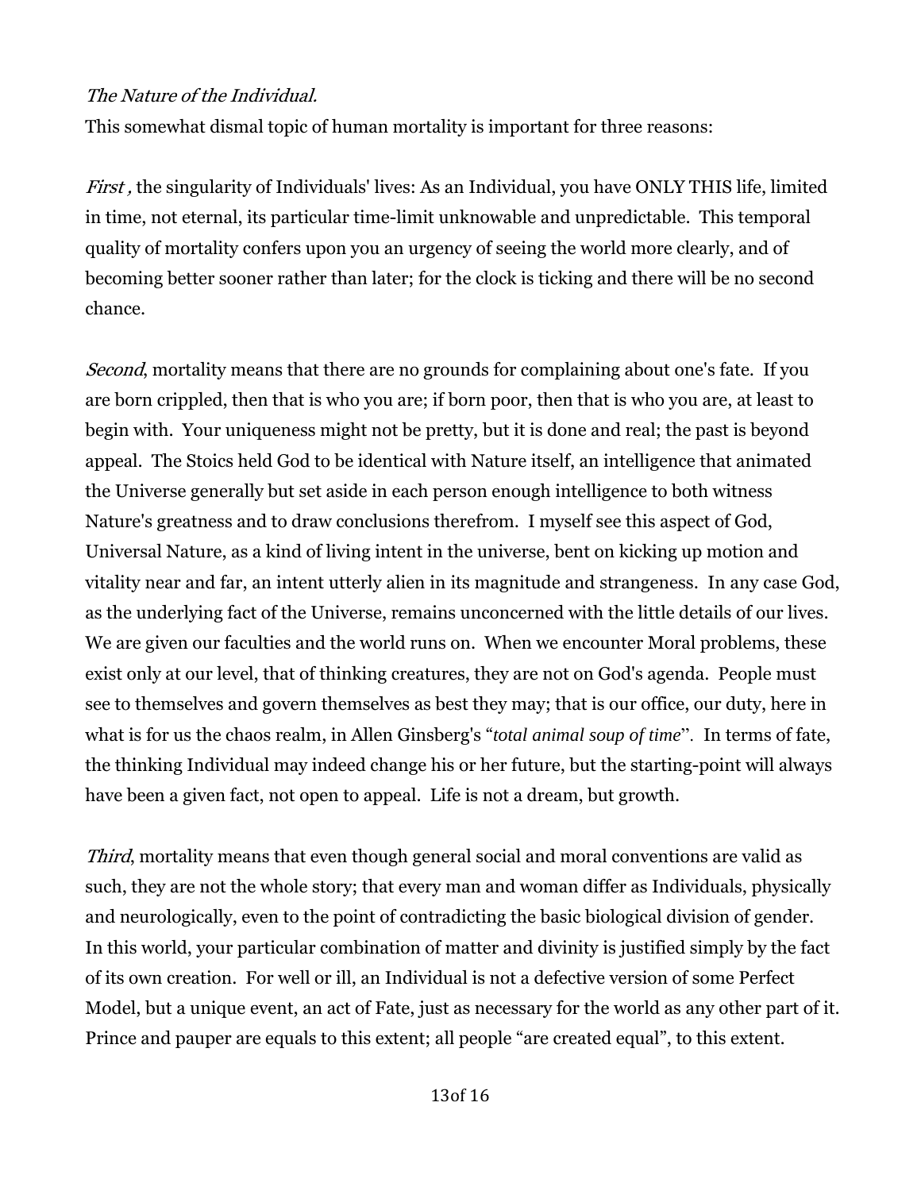*The Nature of the Individual.*

This somewhat dismal topic of human mortality is important for three reasons:

*First ,* the singularity of Individuals' lives: As an Individual, you have ONLY THIS life, limited in time, not eternal, its particular time-limit unknowable and unpredictable. This temporal quality of mortality confers upon you an urgency of seeing the world more clearly, and of becoming better sooner rather than later; for the clock is ticking and there will be no second chance.

*Second*, mortality means that there are no grounds for complaining about one's fate. If you are born crippled, then that is who you are; if born poor, then that is who you are, at least to begin with. Your uniqueness might not be pretty, but it is done and real; the past is beyond appeal. The Stoics held God to be identical with Nature itself, an intelligence that animated the Universe generally but set aside in each person enough intelligence to both witness Nature's greatness and to draw conclusions therefrom. I myself see this aspect of God, Universal Nature, as a kind of living intent in the universe, bent on kicking up motion and vitality near and far, an intent utterly alien in its magnitude and strangeness. In any case God, as the underlying fact of the Universe, remains unconcerned with the little details of our lives. We are given our faculties and the world runs on. When we encounter Moral problems, these exist only at our level, that of thinking creatures, they are not on God's agenda. People must see to themselves and govern themselves as best they may; that is our office, our duty, here in what is for us the chaos realm, in Allen Ginsberg's "*total animal soup of time*". In terms of fate, the thinking Individual may indeed change his or her future, but the starting-point will always have been a given fact, not open to appeal. Life is not a dream, but growth.

*Third*, mortality means that even though general social and moral conventions are valid as such, they are not the whole story; that every man and woman differ as Individuals, physically and neurologically, even to the point of contradicting the basic biological division of gender. In this world, your particular combination of matter and divinity is justified simply by the fact of its own creation. For well or ill, an Individual is not a defective version of some Perfect Model, but a unique event, an act of Fate, just as necessary for the world as any other part of it. Prince and pauper are equals to this extent; all people "are created equal", to this extent.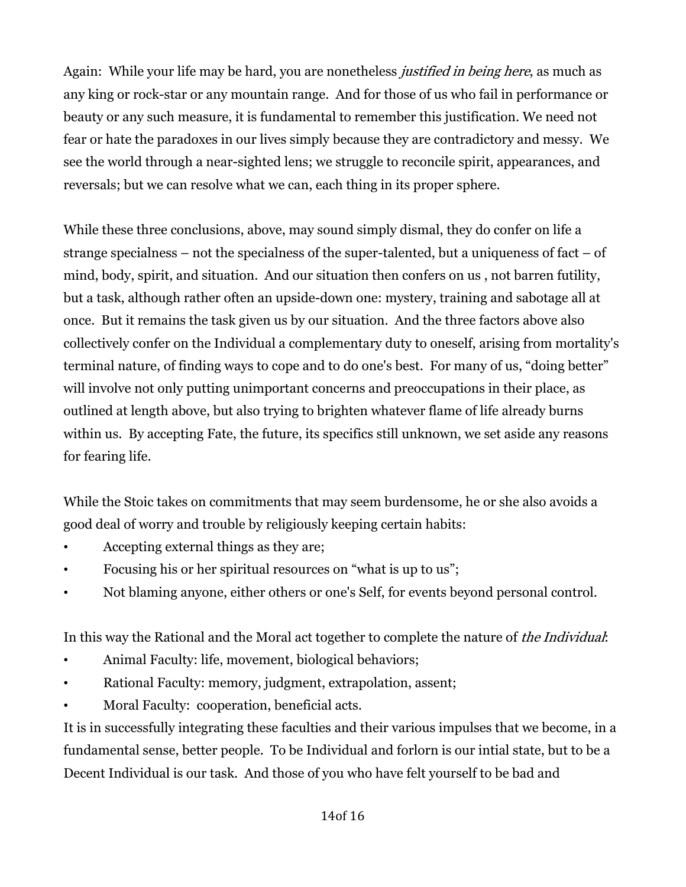Again: While your life may be hard, you are nonetheless *justified in being here*, as much as any king or rock-star or any mountain range. And for those of us who fail in performance or beauty or any such measure, it is fundamental to remember this justification. We need not fear or hate the paradoxes in our lives simply because they are contradictory and messy. We see the world through a near-sighted lens; we struggle to reconcile spirit, appearances, and reversals; but we can resolve what we can, each thing in its proper sphere.

While these three conclusions, above, may sound simply dismal, they do confer on life a strange specialness – not the specialness of the super-talented, but a uniqueness of fact – of mind, body, spirit, and situation. And our situation then confers on us , not barren futility, but a task, although rather often an upside-down one: mystery, training and sabotage all at once. But it remains the task given us by our situation. And the three factors above also collectively confer on the Individual a complementary duty to oneself, arising from mortality's terminal nature, of finding ways to cope and to do one's best. For many of us, "doing better" will involve not only putting unimportant concerns and preoccupations in their place, as outlined at length above, but also trying to brighten whatever flame of life already burns within us. By accepting Fate, the future, its specifics still unknown, we set aside any reasons for fearing life.

While the Stoic takes on commitments that may seem burdensome, he or she also avoids a good deal of worry and trouble by religiously keeping certain habits:

- Accepting external things as they are;
- Focusing his or her spiritual resources on "what is up to us";
- Not blaming anyone, either others or one's Self, for events beyond personal control.

In this way the Rational and the Moral act together to complete the nature of *the Individual*:

- Animal Faculty: life, movement, biological behaviors;
- Rational Faculty: memory, judgment, extrapolation, assent;
- Moral Faculty: cooperation, beneficial acts.

It is in successfully integrating these faculties and their various impulses that we become, in a fundamental sense, better people. To be Individual and forlorn is our intial state, but to be a Decent Individual is our task. And those of you who have felt yourself to be bad and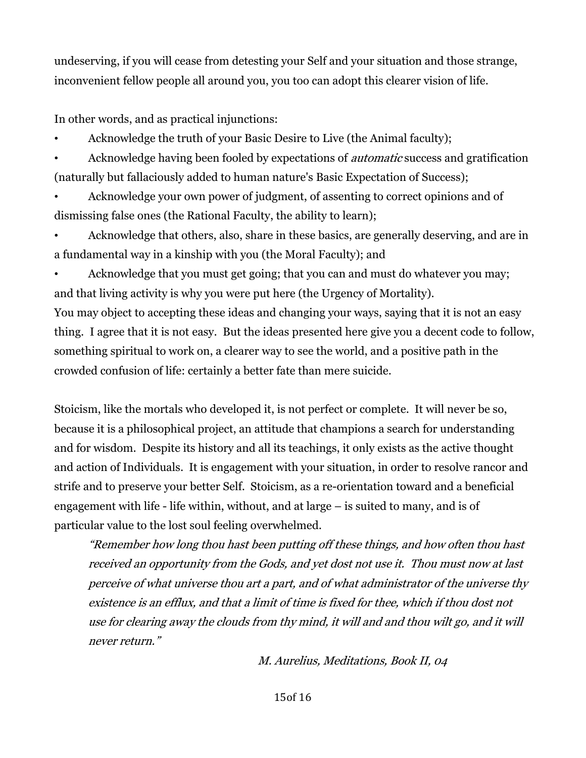undeserving, if you will cease from detesting your Self and your situation and those strange, inconvenient fellow people all around you, you too can adopt this clearer vision of life.

In other words, and as practical injunctions:

- Acknowledge the truth of your Basic Desire to Live (the Animal faculty);
- Acknowledge having been fooled by expectations of *automatic* success and gratification (naturally but fallaciously added to human nature's Basic Expectation of Success);
- Acknowledge your own power of judgment, of assenting to correct opinions and of dismissing false ones (the Rational Faculty, the ability to learn);
- Acknowledge that others, also, share in these basics, are generally deserving, and are in a fundamental way in a kinship with you (the Moral Faculty); and
- Acknowledge that you must get going; that you can and must do whatever you may; and that living activity is why you were put here (the Urgency of Mortality).

You may object to accepting these ideas and changing your ways, saying that it is not an easy thing. I agree that it is not easy. But the ideas presented here give you a decent code to follow, something spiritual to work on, a clearer way to see the world, and a positive path in the crowded confusion of life: certainly a better fate than mere suicide.

Stoicism, like the mortals who developed it, is not perfect or complete. It will never be so, because it is a philosophical project, an attitude that champions a search for understanding and for wisdom. Despite its history and all its teachings, it only exists as the active thought and action of Individuals. It is engagement with your situation, in order to resolve rancor and strife and to preserve your better Self. Stoicism, as a re-orientation toward and a beneficial engagement with life - life within, without, and at large – is suited to many, and is of particular value to the lost soul feeling overwhelmed.

> *"Remember how long thou hast been putting off these things, and how often thou hast received an opportunity from the Gods, and yet dost not use it. Thou must now at last perceive of what universe thou art a part, and of what administrator of the universe thy existence is an efflux, and that a limit of time is fixed for thee, which if thou dost not use for clearing away the clouds from thy mind, it will and and thou wilt go, and it will never return."*
>
> *M. Aurelius, Meditations, Book II, 04*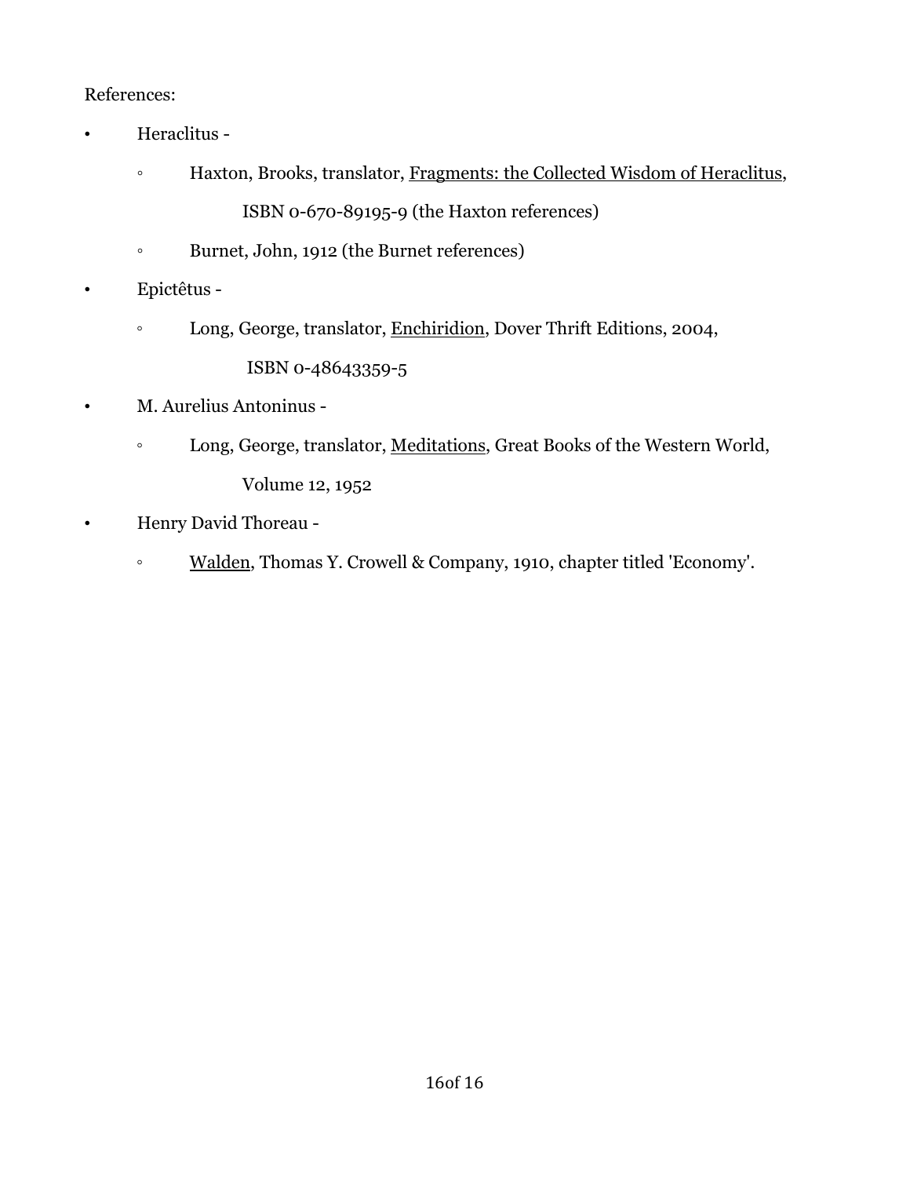References:

- Heraclitus -
  - Haxton, Brooks, translator, Fragments: the Collected Wisdom of Heraclitus, ISBN 0-670-89195-9 (the Haxton references)
  - Burnet, John, 1912 (the Burnet references)
- Epictêtus -
  - Long, George, translator, Enchiridion, Dover Thrift Editions, 2004, ISBN 0-48643359-5
- M. Aurelius Antoninus -
  - Long, George, translator, Meditations, Great Books of the Western World, Volume 12, 1952
- Henry David Thoreau -
  - Walden, Thomas Y. Crowell & Company, 1910, chapter titled 'Economy'.